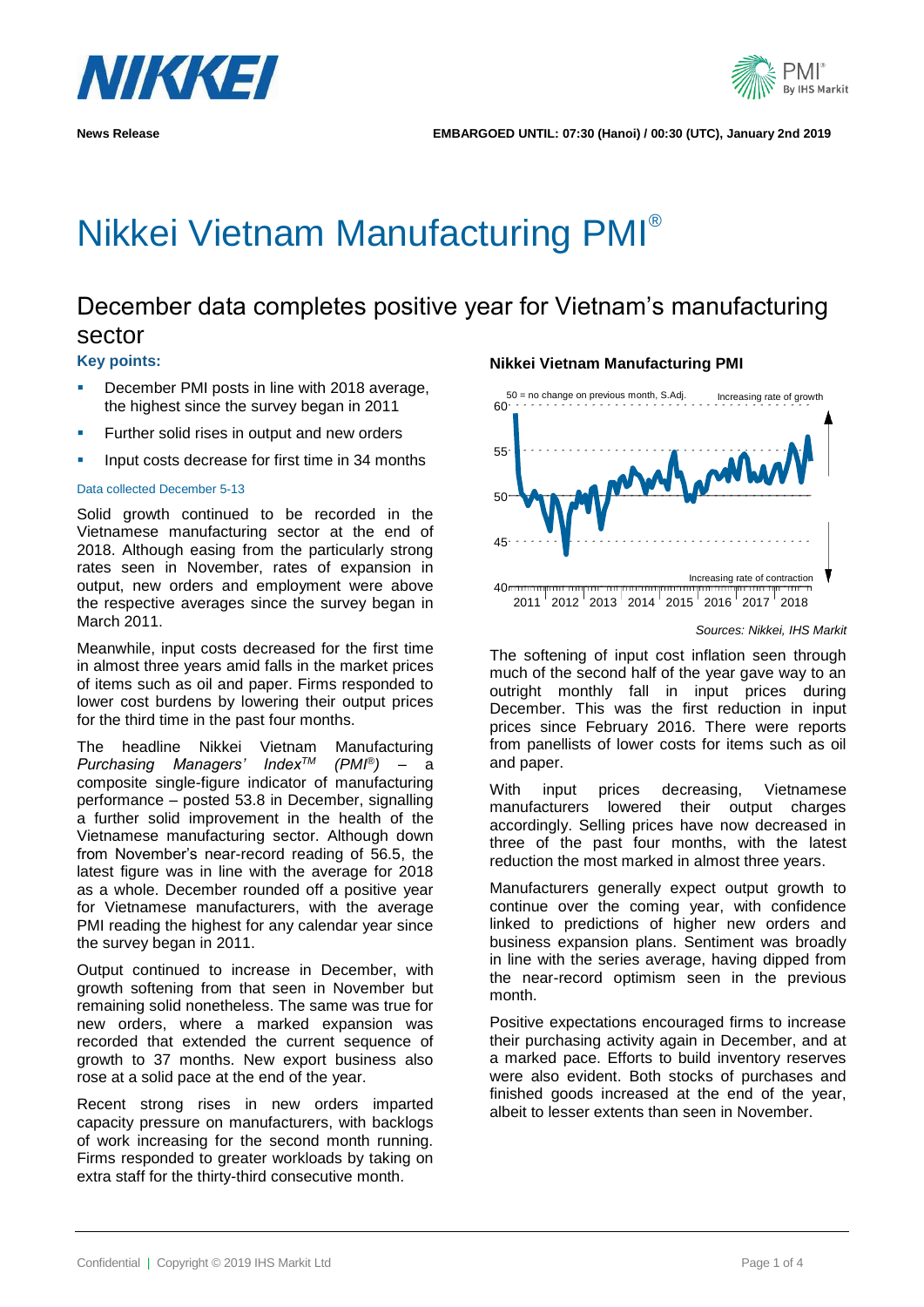News Release

EMBARGOED UNTIL: 07:30 (Hanoi) / 00:30 (UTC), January 2nd 2019

# Nikkei Vietnam Manufacturing PMI®

## December data completes positive year for Vietnam's manufacturing sector

### Key points:

- December PMI posts in line with 2018 average, the highest since the survey began in 2011
- Further solid rises in output and new orders
- Input costs decrease for first time in 34 months

Data collected December 5-13

Solid growth continued to be recorded in the Vietnamese manufacturing sector at the end of 2018. Although easing from the particularly strong rates seen in November, rates of expansion in output, new orders and employment were above the respective averages since the survey began in March 2011.

Meanwhile, input costs decreased for the first time in almost three years amid falls in the market prices of items such as oil and paper. Firms responded to lower cost burdens by lowering their output prices for the third time in the past four months.

The headline Nikkei Vietnam Manufacturing *Purchasing Managers' Index™ (PMI®)* – a composite single-figure indicator of manufacturing performance – posted 53.8 in December, signalling a further solid improvement in the health of the Vietnamese manufacturing sector. Although down from November's near-record reading of 56.5, the latest figure was in line with the average for 2018 as a whole. December rounded off a positive year for Vietnamese manufacturers, with the average PMI reading the highest for any calendar year since the survey began in 2011.

Output continued to increase in December, with growth softening from that seen in November but remaining solid nonetheless. The same was true for new orders, where a marked expansion was recorded that extended the current sequence of growth to 37 months. New export business also rose at a solid pace at the end of the year.

Recent strong rises in new orders imparted capacity pressure on manufacturers, with backlogs of work increasing for the second month running. Firms responded to greater workloads by taking on extra staff for the thirty-third consecutive month.

**Nikkei Vietnam Manufacturing PMI**

Sources: Nikkei, IHS Markit

The softening of input cost inflation seen through much of the second half of the year gave way to an outright monthly fall in input prices during December. This was the first reduction in input prices since February 2016. There were reports from panellists of lower costs for items such as oil and paper.

With input prices decreasing, Vietnamese manufacturers lowered their output charges accordingly. Selling prices have now decreased in three of the past four months, with the latest reduction the most marked in almost three years.

Manufacturers generally expect output growth to continue over the coming year, with confidence linked to predictions of higher new orders and business expansion plans. Sentiment was broadly in line with the series average, having dipped from the near-record optimism seen in the previous month.

Positive expectations encouraged firms to increase their purchasing activity again in December, and at a marked pace. Efforts to build inventory reserves were also evident. Both stocks of purchases and finished goods increased at the end of the year, albeit to lesser extents than seen in November.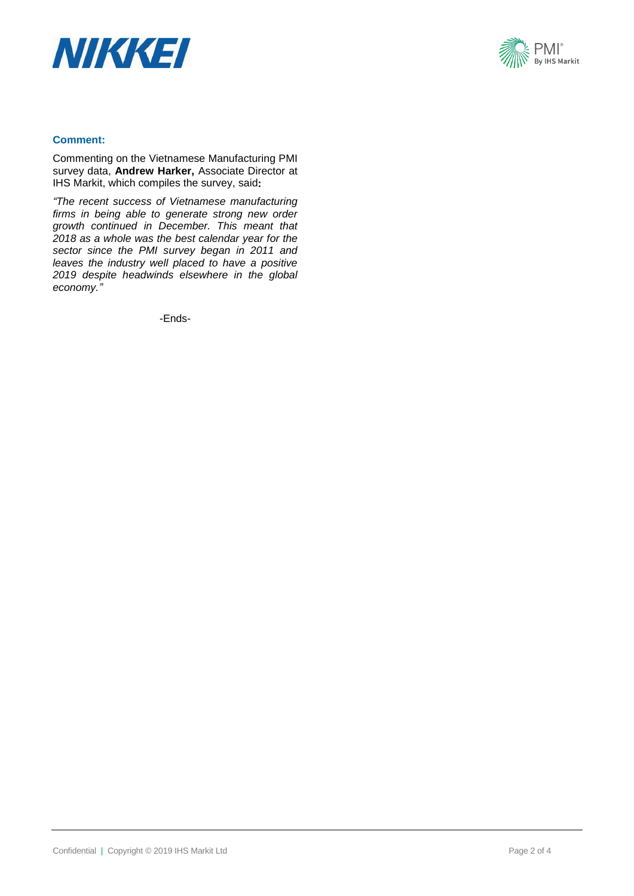**Comment:**

Commenting on the Vietnamese Manufacturing PMI survey data, **Andrew Harker,** Associate Director at IHS Markit, which compiles the survey, said**:**

*"The recent success of Vietnamese manufacturing firms in being able to generate strong new order growth continued in December. This meant that 2018 as a whole was the best calendar year for the sector since the PMI survey began in 2011 and leaves the industry well placed to have a positive 2019 despite headwinds elsewhere in the global economy."*

-Ends-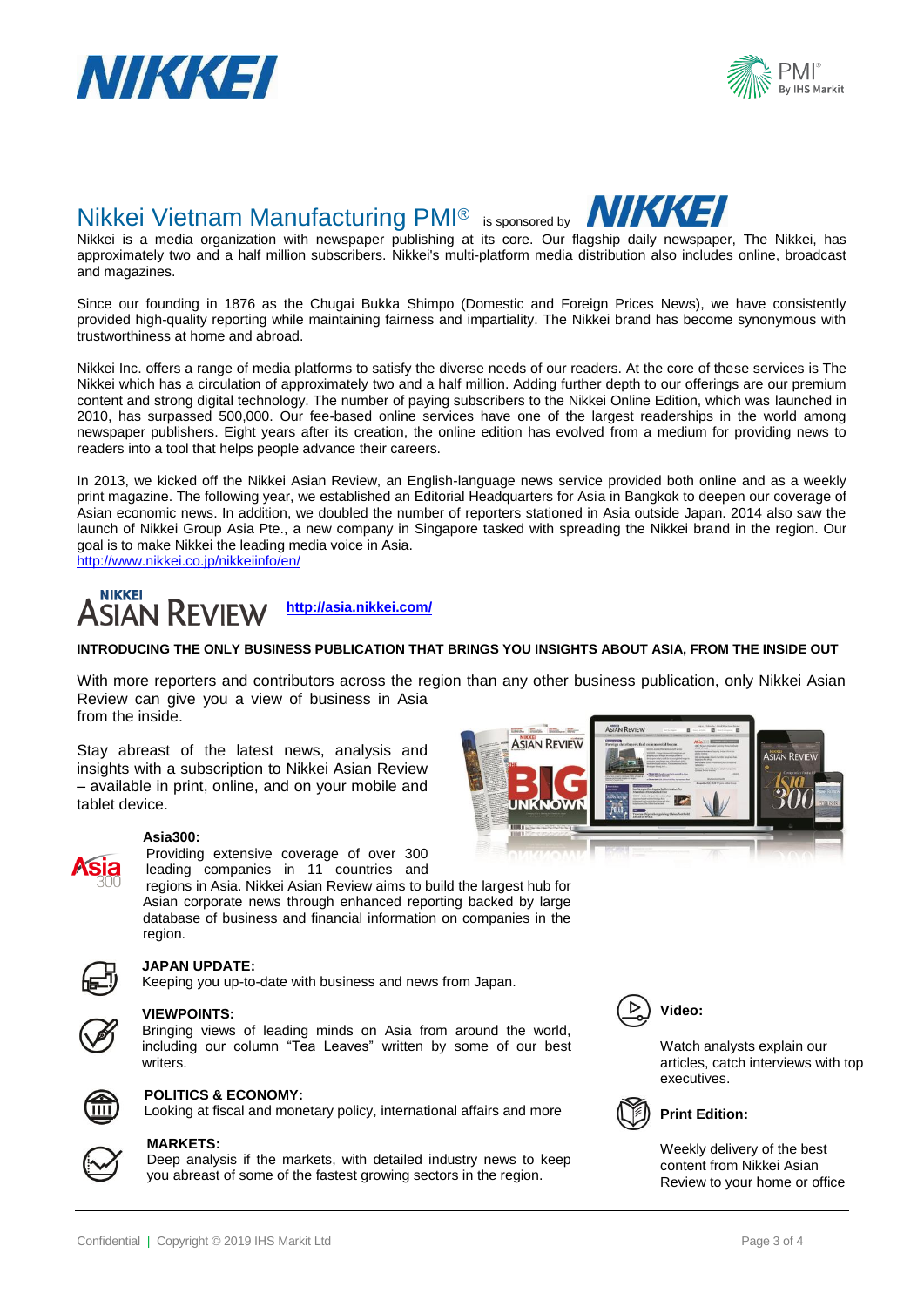# Nikkei Vietnam Manufacturing PMI® is sponsored by NIKKEI

Nikkei is a media organization with newspaper publishing at its core. Our flagship daily newspaper, The Nikkei, has approximately two and a half million subscribers. Nikkei's multi-platform media distribution also includes online, broadcast and magazines.

Since our founding in 1876 as the Chugai Bukka Shimpo (Domestic and Foreign Prices News), we have consistently provided high-quality reporting while maintaining fairness and impartiality. The Nikkei brand has become synonymous with trustworthiness at home and abroad.

Nikkei Inc. offers a range of media platforms to satisfy the diverse needs of our readers. At the core of these services is The Nikkei which has a circulation of approximately two and a half million. Adding further depth to our offerings are our premium content and strong digital technology. The number of paying subscribers to the Nikkei Online Edition, which was launched in 2010, has surpassed 500,000. Our fee-based online services have one of the largest readerships in the world among newspaper publishers. Eight years after its creation, the online edition has evolved from a medium for providing news to readers into a tool that helps people advance their careers.

In 2013, we kicked off the Nikkei Asian Review, an English-language news service provided both online and as a weekly print magazine. The following year, we established an Editorial Headquarters for Asia in Bangkok to deepen our coverage of Asian economic news. In addition, we doubled the number of reporters stationed in Asia outside Japan. 2014 also saw the launch of Nikkei Group Asia Pte., a new company in Singapore tasked with spreading the Nikkei brand in the region. Our goal is to make Nikkei the leading media voice in Asia.
http://www.nikkei.co.jp/nikkeiinfo/en/

## NIKKEI ASIAN REVIEW http://asia.nikkei.com/

**INTRODUCING THE ONLY BUSINESS PUBLICATION THAT BRINGS YOU INSIGHTS ABOUT ASIA, FROM THE INSIDE OUT**

With more reporters and contributors across the region than any other business publication, only Nikkei Asian Review can give you a view of business in Asia from the inside.

Stay abreast of the latest news, analysis and insights with a subscription to Nikkei Asian Review – available in print, online, and on your mobile and tablet device.

**Asia300:**
Providing extensive coverage of over 300 leading companies in 11 countries and regions in Asia. Nikkei Asian Review aims to build the largest hub for Asian corporate news through enhanced reporting backed by large database of business and financial information on companies in the region.

**JAPAN UPDATE:**
Keeping you up-to-date with business and news from Japan.

**VIEWPOINTS:**
Bringing views of leading minds on Asia from around the world, including our column "Tea Leaves" written by some of our best writers.

**POLITICS & ECONOMY:**
Looking at fiscal and monetary policy, international affairs and more

**MARKETS:**
Deep analysis if the markets, with detailed industry news to keep you abreast of some of the fastest growing sectors in the region.

**Video:**

Watch analysts explain our articles, catch interviews with top executives.

**Print Edition:**

Weekly delivery of the best content from Nikkei Asian Review to your home or office

Confidential | Copyright © 2019 IHS Markit Ltd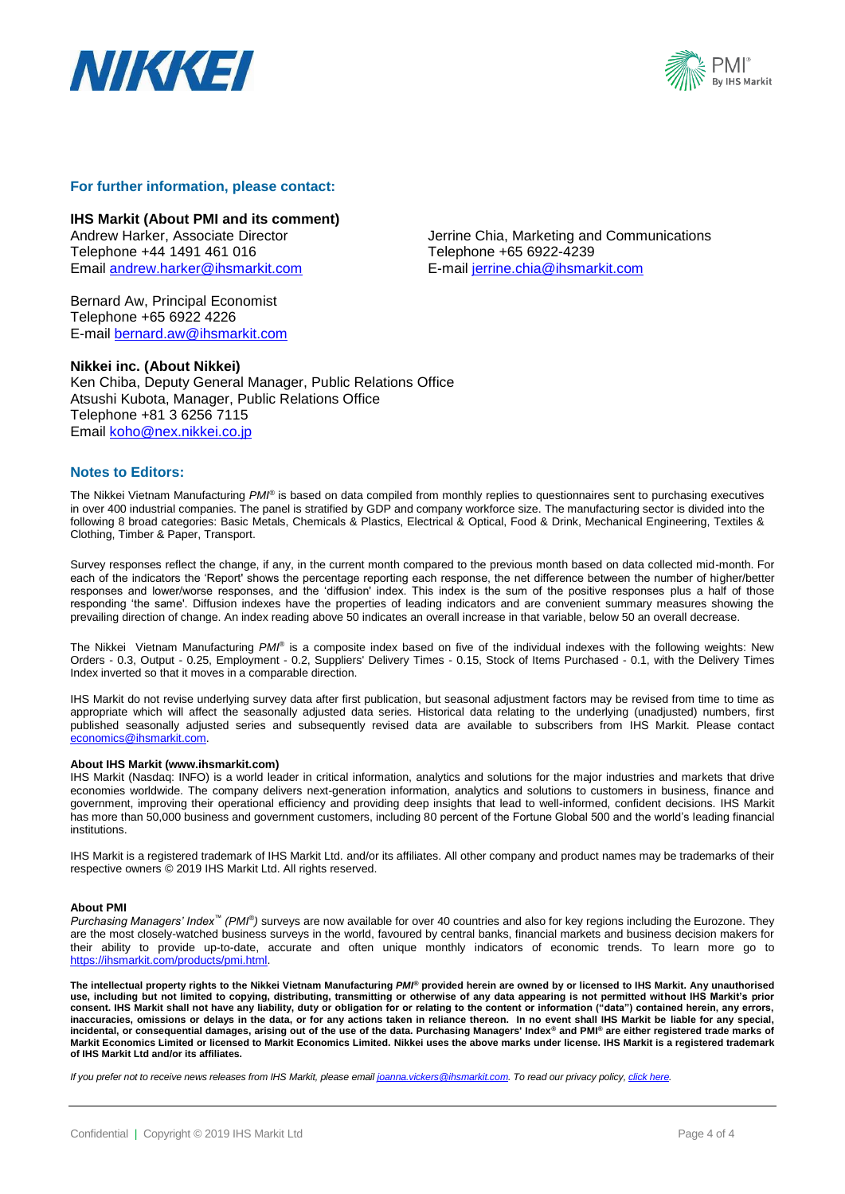## For further information, please contact:

**IHS Markit (About PMI and its comment)**

Andrew Harker, Associate Director
Telephone +44 1491 461 016
Email andrew.harker@ihsmarkit.com

Jerrine Chia, Marketing and Communications
Telephone +65 6922-4239
E-mail jerrine.chia@ihsmarkit.com

Bernard Aw, Principal Economist
Telephone +65 6922 4226
E-mail bernard.aw@ihsmarkit.com

**Nikkei inc. (About Nikkei)**

Ken Chiba, Deputy General Manager, Public Relations Office
Atsushi Kubota, Manager, Public Relations Office
Telephone +81 3 6256 7115
Email koho@nex.nikkei.co.jp

## Notes to Editors:

The Nikkei Vietnam Manufacturing *PMI*® is based on data compiled from monthly replies to questionnaires sent to purchasing executives in over 400 industrial companies. The panel is stratified by GDP and company workforce size. The manufacturing sector is divided into the following 8 broad categories: Basic Metals, Chemicals & Plastics, Electrical & Optical, Food & Drink, Mechanical Engineering, Textiles & Clothing, Timber & Paper, Transport.

Survey responses reflect the change, if any, in the current month compared to the previous month based on data collected mid-month. For each of the indicators the 'Report' shows the percentage reporting each response, the net difference between the number of higher/better responses and lower/worse responses, and the 'diffusion' index. This index is the sum of the positive responses plus a half of those responding 'the same'. Diffusion indexes have the properties of leading indicators and are convenient summary measures showing the prevailing direction of change. An index reading above 50 indicates an overall increase in that variable, below 50 an overall decrease.

The Nikkei Vietnam Manufacturing *PMI*® is a composite index based on five of the individual indexes with the following weights: New Orders - 0.3, Output - 0.25, Employment - 0.2, Suppliers' Delivery Times - 0.15, Stock of Items Purchased - 0.1, with the Delivery Times Index inverted so that it moves in a comparable direction.

IHS Markit do not revise underlying survey data after first publication, but seasonal adjustment factors may be revised from time to time as appropriate which will affect the seasonally adjusted data series. Historical data relating to the underlying (unadjusted) numbers, first published seasonally adjusted series and subsequently revised data are available to subscribers from IHS Markit. Please contact economics@ihsmarkit.com.

**About IHS Markit (www.ihsmarkit.com)**

IHS Markit (Nasdaq: INFO) is a world leader in critical information, analytics and solutions for the major industries and markets that drive economies worldwide. The company delivers next-generation information, analytics and solutions to customers in business, finance and government, improving their operational efficiency and providing deep insights that lead to well-informed, confident decisions. IHS Markit has more than 50,000 business and government customers, including 80 percent of the Fortune Global 500 and the world's leading financial institutions.

IHS Markit is a registered trademark of IHS Markit Ltd. and/or its affiliates. All other company and product names may be trademarks of their respective owners © 2019 IHS Markit Ltd. All rights reserved.

**About PMI**

*Purchasing Managers' Index*™ *(PMI*®*)* surveys are now available for over 40 countries and also for key regions including the Eurozone. They are the most closely-watched business surveys in the world, favoured by central banks, financial markets and business decision makers for their ability to provide up-to-date, accurate and often unique monthly indicators of economic trends. To learn more go to https://ihsmarkit.com/products/pmi.html.

**The intellectual property rights to the Nikkei Vietnam Manufacturing *PMI*® provided herein are owned by or licensed to IHS Markit. Any unauthorised use, including but not limited to copying, distributing, transmitting or otherwise of any data appearing is not permitted without IHS Markit's prior consent. IHS Markit shall not have any liability, duty or obligation for or relating to the content or information ("data") contained herein, any errors, inaccuracies, omissions or delays in the data, or for any actions taken in reliance thereon. In no event shall IHS Markit be liable for any special, incidental, or consequential damages, arising out of the use of the data. Purchasing Managers' Index® and PMI® are either registered trade marks of Markit Economics Limited or licensed to Markit Economics Limited. Nikkei uses the above marks under license. IHS Markit is a registered trademark of IHS Markit Ltd and/or its affiliates.**

*If you prefer not to receive news releases from IHS Markit, please email joanna.vickers@ihsmarkit.com. To read our privacy policy, click here.*